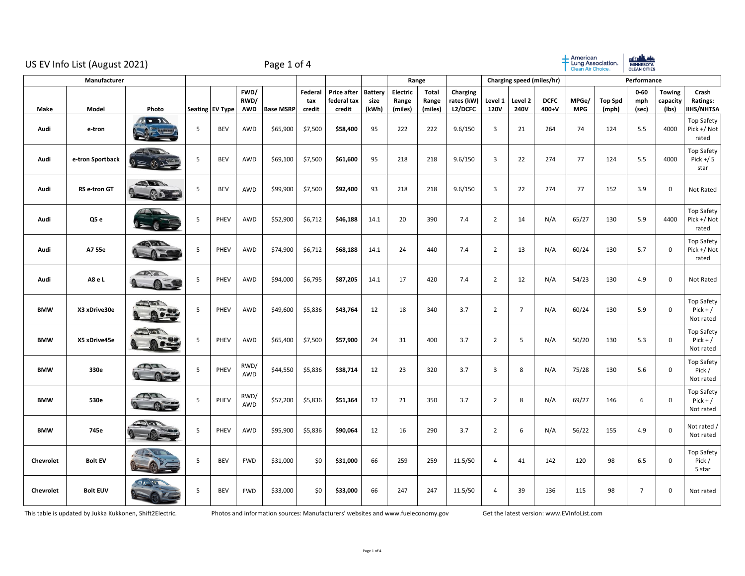# US EV Info List (August 2021)

| Manufacturer | | | | | | | | | | Range | | | Charging speed (miles/hr) | | | Performance | | | | |
|---|---|---|---|---|---|---|---|---|---|---|---|---|---|---|---|---|---|---|---|---|
| Make | Model | Photo | Seating | EV Type | FWD/ RWD/ AWD | Base MSRP | Federal tax credit | Price after federal tax credit | Battery size (kWh) | Electric Range (miles) | Total Range (miles) | Charging rates (kW) L2/DCFC | Level 1 120V | Level 2 240V | DCFC 400+V | MPGe/ MPG | Top Spd (mph) | 0-60 mph (sec) | Towing capacity (lbs) | Crash Ratings: IIHS/NHTSA |
| **Audi** | **e-tron** | | 5 | BEV | AWD | $65,900 | $7,500 | **$58,400** | 95 | 222 | 222 | 9.6/150 | 3 | 21 | 264 | 74 | 124 | 5.5 | 4000 | Top Safety Pick +/ Not rated |
| **Audi** | **e-tron Sportback** | | 5 | BEV | AWD | $69,100 | $7,500 | **$61,600** | 95 | 218 | 218 | 9.6/150 | 3 | 22 | 274 | 77 | 124 | 5.5 | 4000 | Top Safety Pick +/ 5 star |
| **Audi** | **RS e-tron GT** | | 5 | BEV | AWD | $99,900 | $7,500 | **$92,400** | 93 | 218 | 218 | 9.6/150 | 3 | 22 | 274 | 77 | 152 | 3.9 | 0 | Not Rated |
| **Audi** | **Q5 e** | | 5 | PHEV | AWD | $52,900 | $6,712 | **$46,188** | 14.1 | 20 | 390 | 7.4 | 2 | 14 | N/A | 65/27 | 130 | 5.9 | 4400 | Top Safety Pick +/ Not rated |
| **Audi** | **A7 55e** | | 5 | PHEV | AWD | $74,900 | $6,712 | **$68,188** | 14.1 | 24 | 440 | 7.4 | 2 | 13 | N/A | 60/24 | 130 | 5.7 | 0 | Top Safety Pick +/ Not rated |
| **Audi** | **A8 e L** | | 5 | PHEV | AWD | $94,000 | $6,795 | **$87,205** | 14.1 | 17 | 420 | 7.4 | 2 | 12 | N/A | 54/23 | 130 | 4.9 | 0 | Not Rated |
| **BMW** | **X3 xDrive30e** | | 5 | PHEV | AWD | $49,600 | $5,836 | **$43,764** | 12 | 18 | 340 | 3.7 | 2 | 7 | N/A | 60/24 | 130 | 5.9 | 0 | Top Safety Pick + / Not rated |
| **BMW** | **X5 xDrive45e** | | 5 | PHEV | AWD | $65,400 | $7,500 | **$57,900** | 24 | 31 | 400 | 3.7 | 2 | 5 | N/A | 50/20 | 130 | 5.3 | 0 | Top Safety Pick + / Not rated |
| **BMW** | **330e** | | 5 | PHEV | RWD/ AWD | $44,550 | $5,836 | **$38,714** | 12 | 23 | 320 | 3.7 | 3 | 8 | N/A | 75/28 | 130 | 5.6 | 0 | Top Safety Pick / Not rated |
| **BMW** | **530e** | | 5 | PHEV | RWD/ AWD | $57,200 | $5,836 | **$51,364** | 12 | 21 | 350 | 3.7 | 2 | 8 | N/A | 69/27 | 146 | 6 | 0 | Top Safety Pick + / Not rated |
| **BMW** | **745e** | | 5 | PHEV | AWD | $95,900 | $5,836 | **$90,064** | 12 | 16 | 290 | 3.7 | 2 | 6 | N/A | 56/22 | 155 | 4.9 | 0 | Not rated / Not rated |
| **Chevrolet** | **Bolt EV** | | 5 | BEV | FWD | $31,000 | $0 | **$31,000** | 66 | 259 | 259 | 11.5/50 | 4 | 41 | 142 | 120 | 98 | 6.5 | 0 | Top Safety Pick / 5 star |
| **Chevrolet** | **Bolt EUV** | | 5 | BEV | FWD | $33,000 | $0 | **$33,000** | 66 | 247 | 247 | 11.5/50 | 4 | 39 | 136 | 115 | 98 | 7 | 0 | Not rated |

This table is updated by Jukka Kukkonen, Shift2Electric. Photos and information sources: Manufacturers' websites and www.fueleconomy.gov Get the latest version: www.EVInfoList.com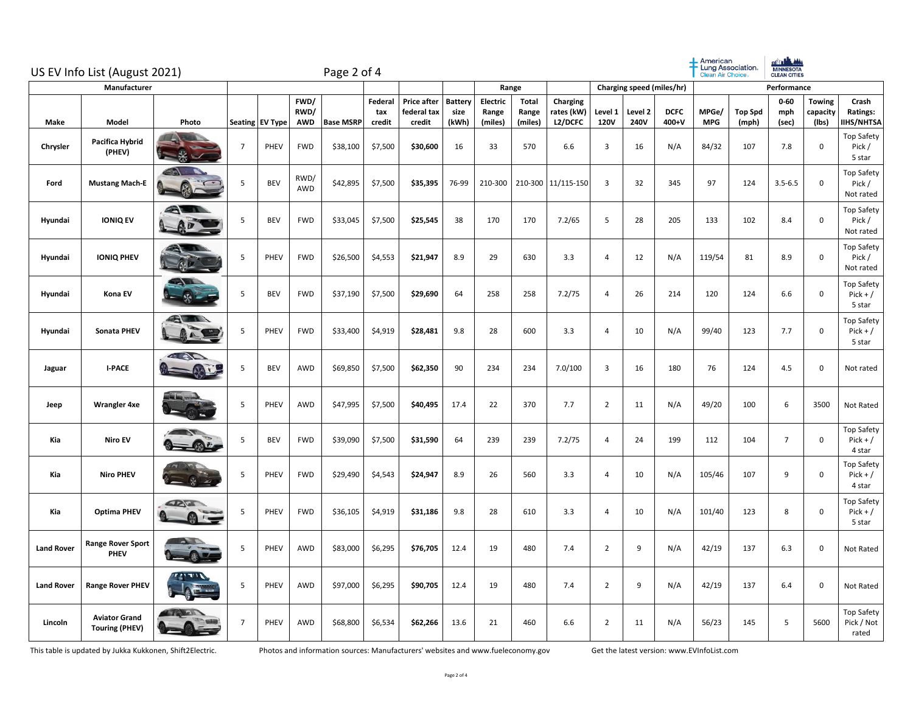# US EV Info List (August 2021)

| Manufacturer | | | | | | | | | | | Range | | | Charging speed (miles/hr) | | | Performance | | | | |
|---|---|---|---|---|---|---|---|---|---|---|---|---|---|---|---|---|---|---|---|---|---|
| Make | Model | Photo | Seating | EV Type | FWD/ RWD/ AWD | Base MSRP | Federal tax credit | Price after federal tax credit | Battery size (kWh) | Electric Range (miles) | Total Range (miles) | Charging rates (kW) L2/DCFC | Level 1 120V | Level 2 240V | DCFC 400+V | MPGe/ MPG | Top Spd (mph) | 0-60 mph (sec) | Towing capacity (lbs) | Crash Ratings: IIHS/NHTSA |
| Chrysler | Pacifica Hybrid (PHEV) | | 7 | PHEV | FWD | $38,100 | $7,500 | **$30,600** | 16 | 33 | 570 | 6.6 | 3 | 16 | N/A | 84/32 | 107 | 7.8 | 0 | Top Safety Pick / 5 star |
| Ford | Mustang Mach-E | | 5 | BEV | RWD/ AWD | $42,895 | $7,500 | **$35,395** | 76-99 | 210-300 | 210-300 | 11/115-150 | 3 | 32 | 345 | 97 | 124 | 3.5-6.5 | 0 | Top Safety Pick / Not rated |
| Hyundai | IONIQ EV | | 5 | BEV | FWD | $33,045 | $7,500 | **$25,545** | 38 | 170 | 170 | 7.2/65 | 5 | 28 | 205 | 133 | 102 | 8.4 | 0 | Top Safety Pick / Not rated |
| Hyundai | IONIQ PHEV | | 5 | PHEV | FWD | $26,500 | $4,553 | **$21,947** | 8.9 | 29 | 630 | 3.3 | 4 | 12 | N/A | 119/54 | 81 | 8.9 | 0 | Top Safety Pick / Not rated |
| Hyundai | Kona EV | | 5 | BEV | FWD | $37,190 | $7,500 | **$29,690** | 64 | 258 | 258 | 7.2/75 | 4 | 26 | 214 | 120 | 124 | 6.6 | 0 | Top Safety Pick + / 5 star |
| Hyundai | Sonata PHEV | | 5 | PHEV | FWD | $33,400 | $4,919 | **$28,481** | 9.8 | 28 | 600 | 3.3 | 4 | 10 | N/A | 99/40 | 123 | 7.7 | 0 | Top Safety Pick + / 5 star |
| Jaguar | I-PACE | | 5 | BEV | AWD | $69,850 | $7,500 | **$62,350** | 90 | 234 | 234 | 7.0/100 | 3 | 16 | 180 | 76 | 124 | 4.5 | 0 | Not rated |
| Jeep | Wrangler 4xe | | 5 | PHEV | AWD | $47,995 | $7,500 | **$40,495** | 17.4 | 22 | 370 | 7.7 | 2 | 11 | N/A | 49/20 | 100 | 6 | 3500 | Not Rated |
| Kia | Niro EV | | 5 | BEV | FWD | $39,090 | $7,500 | **$31,590** | 64 | 239 | 239 | 7.2/75 | 4 | 24 | 199 | 112 | 104 | 7 | 0 | Top Safety Pick + / 4 star |
| Kia | Niro PHEV | | 5 | PHEV | FWD | $29,490 | $4,543 | **$24,947** | 8.9 | 26 | 560 | 3.3 | 4 | 10 | N/A | 105/46 | 107 | 9 | 0 | Top Safety Pick + / 4 star |
| Kia | Optima PHEV | | 5 | PHEV | FWD | $36,105 | $4,919 | **$31,186** | 9.8 | 28 | 610 | 3.3 | 4 | 10 | N/A | 101/40 | 123 | 8 | 0 | Top Safety Pick + / 5 star |
| Land Rover | Range Rover Sport PHEV | | 5 | PHEV | AWD | $83,000 | $6,295 | **$76,705** | 12.4 | 19 | 480 | 7.4 | 2 | 9 | N/A | 42/19 | 137 | 6.3 | 0 | Not Rated |
| Land Rover | Range Rover PHEV | | 5 | PHEV | AWD | $97,000 | $6,295 | **$90,705** | 12.4 | 19 | 480 | 7.4 | 2 | 9 | N/A | 42/19 | 137 | 6.4 | 0 | Not Rated |
| Lincoln | Aviator Grand Touring (PHEV) | | 7 | PHEV | AWD | $68,800 | $6,534 | **$62,266** | 13.6 | 21 | 460 | 6.6 | 2 | 11 | N/A | 56/23 | 145 | 5 | 5600 | Top Safety Pick / Not rated |

This table is updated by Jukka Kukkonen, Shift2Electric. Photos and information sources: Manufacturers' websites and www.fueleconomy.gov Get the latest version: www.EVInfoList.com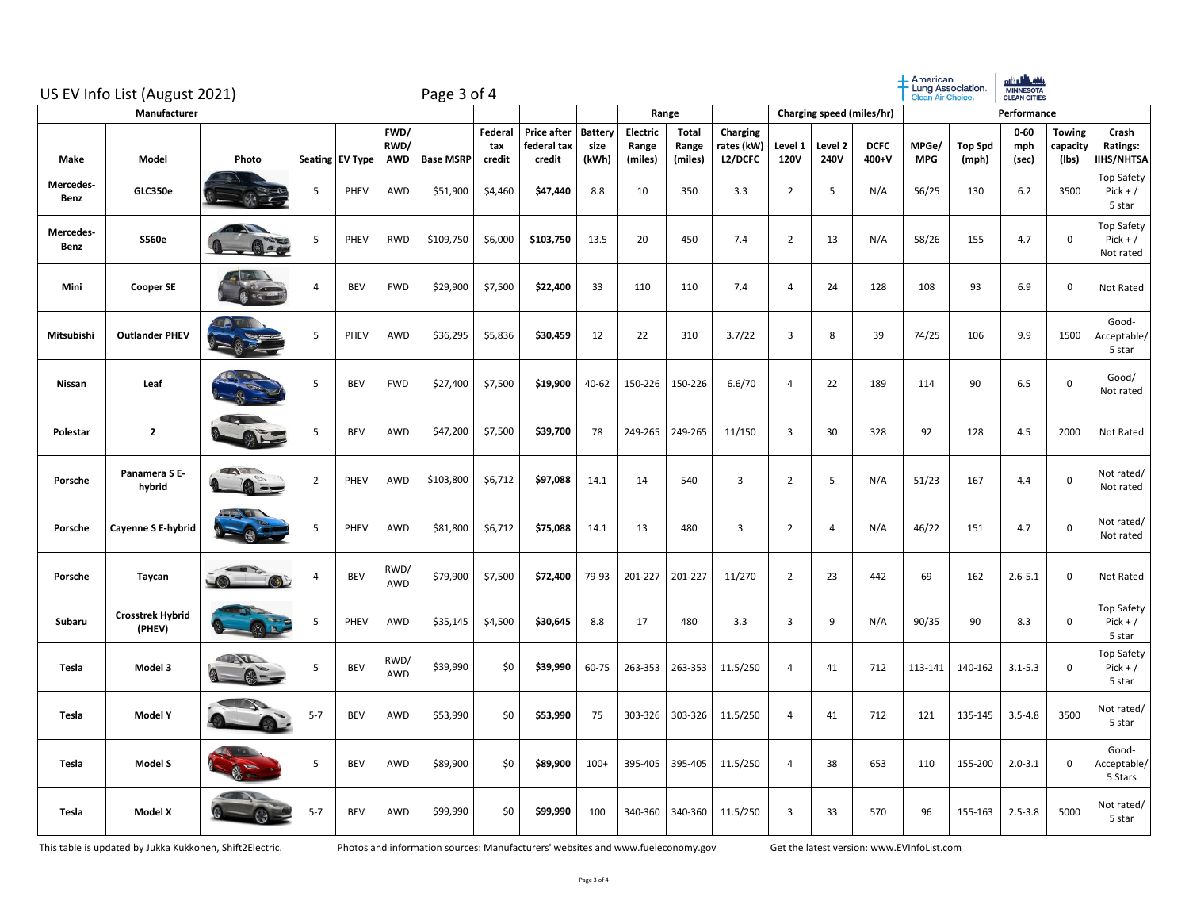# US EV Info List (August 2021)

| Manufacturer | | | | | | | | | | | Range | | | Charging speed (miles/hr) | | | Performance | | | | |
|---|---|---|---|---|---|---|---|---|---|---|---|---|---|---|---|---|---|---|---|---|---|
| Make | Model | Photo | Seating | EV Type | FWD/ RWD/ AWD | Base MSRP | Federal tax credit | Price after federal tax credit | Battery size (kWh) | Electric Range (miles) | Total Range (miles) | Charging rates (kW) L2/DCFC | Level 1 120V | Level 2 240V | DCFC 400+V | MPGe/ MPG | Top Spd (mph) | 0-60 mph (sec) | Towing capacity (lbs) | Crash Ratings: IIHS/NHTSA |
| Mercedes-Benz | GLC350e | | 5 | PHEV | AWD | $51,900 | $4,460 | **$47,440** | 8.8 | 10 | 350 | 3.3 | 2 | 5 | N/A | 56/25 | 130 | 6.2 | 3500 | Top Safety Pick + / 5 star |
| Mercedes-Benz | S560e | | 5 | PHEV | RWD | $109,750 | $6,000 | **$103,750** | 13.5 | 20 | 450 | 7.4 | 2 | 13 | N/A | 58/26 | 155 | 4.7 | 0 | Top Safety Pick + / Not rated |
| Mini | Cooper SE | | 4 | BEV | FWD | $29,900 | $7,500 | **$22,400** | 33 | 110 | 110 | 7.4 | 4 | 24 | 128 | 108 | 93 | 6.9 | 0 | Not Rated |
| Mitsubishi | Outlander PHEV | | 5 | PHEV | AWD | $36,295 | $5,836 | **$30,459** | 12 | 22 | 310 | 3.7/22 | 3 | 8 | 39 | 74/25 | 106 | 9.9 | 1500 | Good-Acceptable/ 5 star |
| Nissan | Leaf | | 5 | BEV | FWD | $27,400 | $7,500 | **$19,900** | 40-62 | 150-226 | 150-226 | 6.6/70 | 4 | 22 | 189 | 114 | 90 | 6.5 | 0 | Good/ Not rated |
| Polestar | 2 | | 5 | BEV | AWD | $47,200 | $7,500 | **$39,700** | 78 | 249-265 | 249-265 | 11/150 | 3 | 30 | 328 | 92 | 128 | 4.5 | 2000 | Not Rated |
| Porsche | Panamera S E-hybrid | | 2 | PHEV | AWD | $103,800 | $6,712 | **$97,088** | 14.1 | 14 | 540 | 3 | 2 | 5 | N/A | 51/23 | 167 | 4.4 | 0 | Not rated/ Not rated |
| Porsche | Cayenne S E-hybrid | | 5 | PHEV | AWD | $81,800 | $6,712 | **$75,088** | 14.1 | 13 | 480 | 3 | 2 | 4 | N/A | 46/22 | 151 | 4.7 | 0 | Not rated/ Not rated |
| Porsche | Taycan | | 4 | BEV | RWD/ AWD | $79,900 | $7,500 | **$72,400** | 79-93 | 201-227 | 201-227 | 11/270 | 2 | 23 | 442 | 69 | 162 | 2.6-5.1 | 0 | Not Rated |
| Subaru | Crosstrek Hybrid (PHEV) | | 5 | PHEV | AWD | $35,145 | $4,500 | **$30,645** | 8.8 | 17 | 480 | 3.3 | 3 | 9 | N/A | 90/35 | 90 | 8.3 | 0 | Top Safety Pick + / 5 star |
| Tesla | Model 3 | | 5 | BEV | RWD/ AWD | $39,990 | $0 | **$39,990** | 60-75 | 263-353 | 263-353 | 11.5/250 | 4 | 41 | 712 | 113-141 | 140-162 | 3.1-5.3 | 0 | Top Safety Pick + / 5 star |
| Tesla | Model Y | | 5-7 | BEV | AWD | $53,990 | $0 | **$53,990** | 75 | 303-326 | 303-326 | 11.5/250 | 4 | 41 | 712 | 121 | 135-145 | 3.5-4.8 | 3500 | Not rated/ 5 star |
| Tesla | Model S | | 5 | BEV | AWD | $89,900 | $0 | **$89,900** | 100+ | 395-405 | 395-405 | 11.5/250 | 4 | 38 | 653 | 110 | 155-200 | 2.0-3.1 | 0 | Good-Acceptable/ 5 Stars |
| Tesla | Model X | | 5-7 | BEV | AWD | $99,990 | $0 | **$99,990** | 100 | 340-360 | 340-360 | 11.5/250 | 3 | 33 | 570 | 96 | 155-163 | 2.5-3.8 | 5000 | Not rated/ 5 star |

This table is updated by Jukka Kukkonen, Shift2Electric. Photos and information sources: Manufacturers' websites and www.fueleconomy.gov Get the latest version: www.EVInfoList.com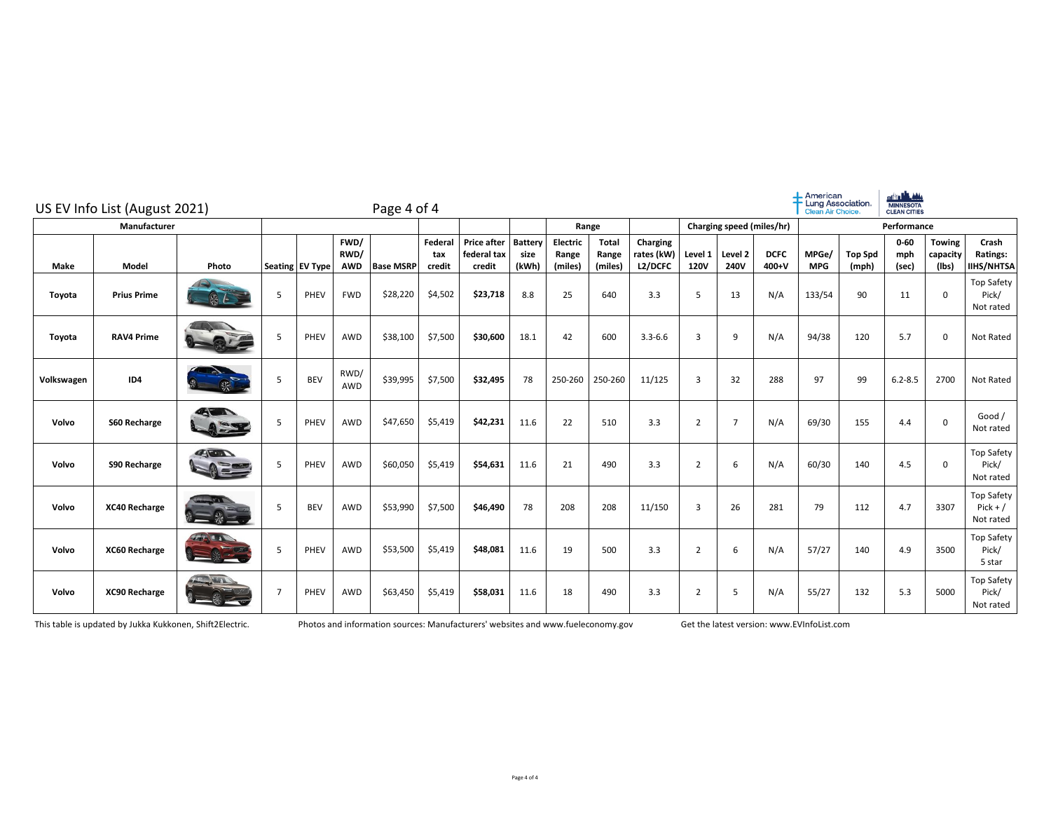US EV Info List (August 2021)

Page 4 of 4

| Manufacturer | | | | | | | | | | Range | | | Charging speed (miles/hr) | | | Performance | | | | |
|---|---|---|---|---|---|---|---|---|---|---|---|---|---|---|---|---|---|---|---|---|
| Make | Model | Photo | Seating | EV Type | FWD/ RWD/ AWD | Base MSRP | Federal tax credit | Price after federal tax credit | Battery size (kWh) | Electric Range (miles) | Total Range (miles) | Charging rates (kW) L2/DCFC | Level 1 120V | Level 2 240V | DCFC 400+V | MPGe/ MPG | Top Spd (mph) | 0-60 mph (sec) | Towing capacity (lbs) | Crash Ratings: IIHS/NHTSA |
| Toyota | Prius Prime | | 5 | PHEV | FWD | $28,220 | $4,502 | **$23,718** | 8.8 | 25 | 640 | 3.3 | 5 | 13 | N/A | 133/54 | 90 | 11 | 0 | Top Safety Pick/ Not rated |
| Toyota | RAV4 Prime | | 5 | PHEV | AWD | $38,100 | $7,500 | **$30,600** | 18.1 | 42 | 600 | 3.3-6.6 | 3 | 9 | N/A | 94/38 | 120 | 5.7 | 0 | Not Rated |
| Volkswagen | ID4 | | 5 | BEV | RWD/ AWD | $39,995 | $7,500 | **$32,495** | 78 | 250-260 | 250-260 | 11/125 | 3 | 32 | 288 | 97 | 99 | 6.2-8.5 | 2700 | Not Rated |
| Volvo | S60 Recharge | | 5 | PHEV | AWD | $47,650 | $5,419 | **$42,231** | 11.6 | 22 | 510 | 3.3 | 2 | 7 | N/A | 69/30 | 155 | 4.4 | 0 | Good / Not rated |
| Volvo | S90 Recharge | | 5 | PHEV | AWD | $60,050 | $5,419 | **$54,631** | 11.6 | 21 | 490 | 3.3 | 2 | 6 | N/A | 60/30 | 140 | 4.5 | 0 | Top Safety Pick/ Not rated |
| Volvo | XC40 Recharge | | 5 | BEV | AWD | $53,990 | $7,500 | **$46,490** | 78 | 208 | 208 | 11/150 | 3 | 26 | 281 | 79 | 112 | 4.7 | 3307 | Top Safety Pick + / Not rated |
| Volvo | XC60 Recharge | | 5 | PHEV | AWD | $53,500 | $5,419 | **$48,081** | 11.6 | 19 | 500 | 3.3 | 2 | 6 | N/A | 57/27 | 140 | 4.9 | 3500 | Top Safety Pick/ 5 star |
| Volvo | XC90 Recharge | | 7 | PHEV | AWD | $63,450 | $5,419 | **$58,031** | 11.6 | 18 | 490 | 3.3 | 2 | 5 | N/A | 55/27 | 132 | 5.3 | 5000 | Top Safety Pick/ Not rated |

This table is updated by Jukka Kukkonen, Shift2Electric.

Photos and information sources: Manufacturers' websites and www.fueleconomy.gov

Get the latest version: www.EVInfoList.com